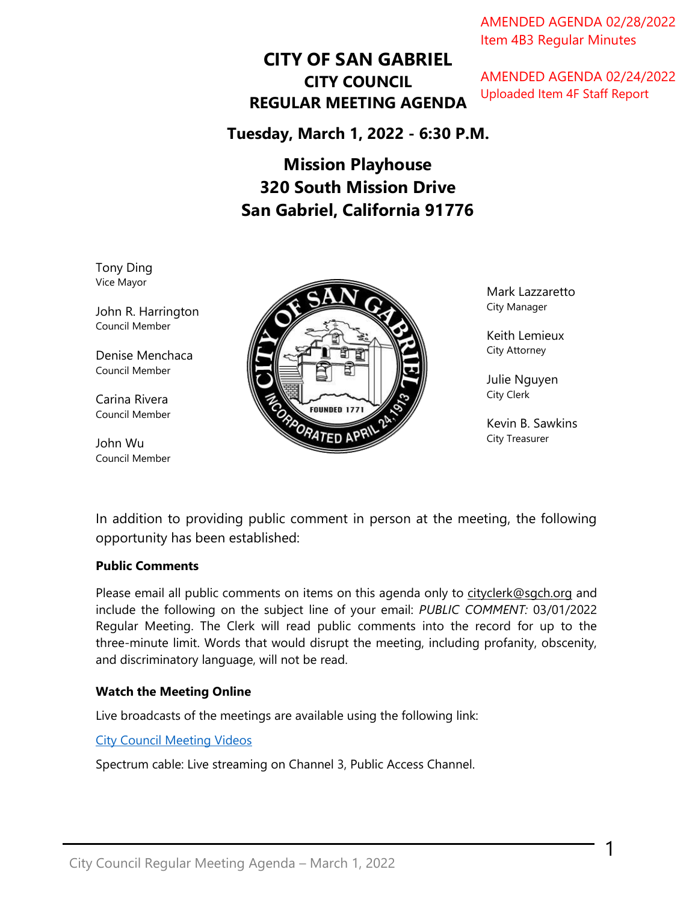AMENDED AGENDA 02/28/2022
Item 4B3 Regular Minutes

AMENDED AGENDA 02/24/2022
Uploaded Item 4F Staff Report

# CITY OF SAN GABRIEL

## CITY COUNCIL

## REGULAR MEETING AGENDA

**Tuesday, March 1, 2022 - 6:30 P.M.**

**Mission Playhouse**
**320 South Mission Drive**
**San Gabriel, California 91776**

Tony Ding
Vice Mayor

John R. Harrington
Council Member

Denise Menchaca
Council Member

Carina Rivera
Council Member

John Wu
Council Member

Mark Lazzaretto
City Manager

Keith Lemieux
City Attorney

Julie Nguyen
City Clerk

Kevin B. Sawkins
City Treasurer

In addition to providing public comment in person at the meeting, the following opportunity has been established:

**Public Comments**

Please email all public comments on items on this agenda only to cityclerk@sgch.org and include the following on the subject line of your email: *PUBLIC COMMENT:* 03/01/2022 Regular Meeting. The Clerk will read public comments into the record for up to the three-minute limit. Words that would disrupt the meeting, including profanity, obscenity, and discriminatory language, will not be read.

**Watch the Meeting Online**

Live broadcasts of the meetings are available using the following link:

City Council Meeting Videos

Spectrum cable: Live streaming on Channel 3, Public Access Channel.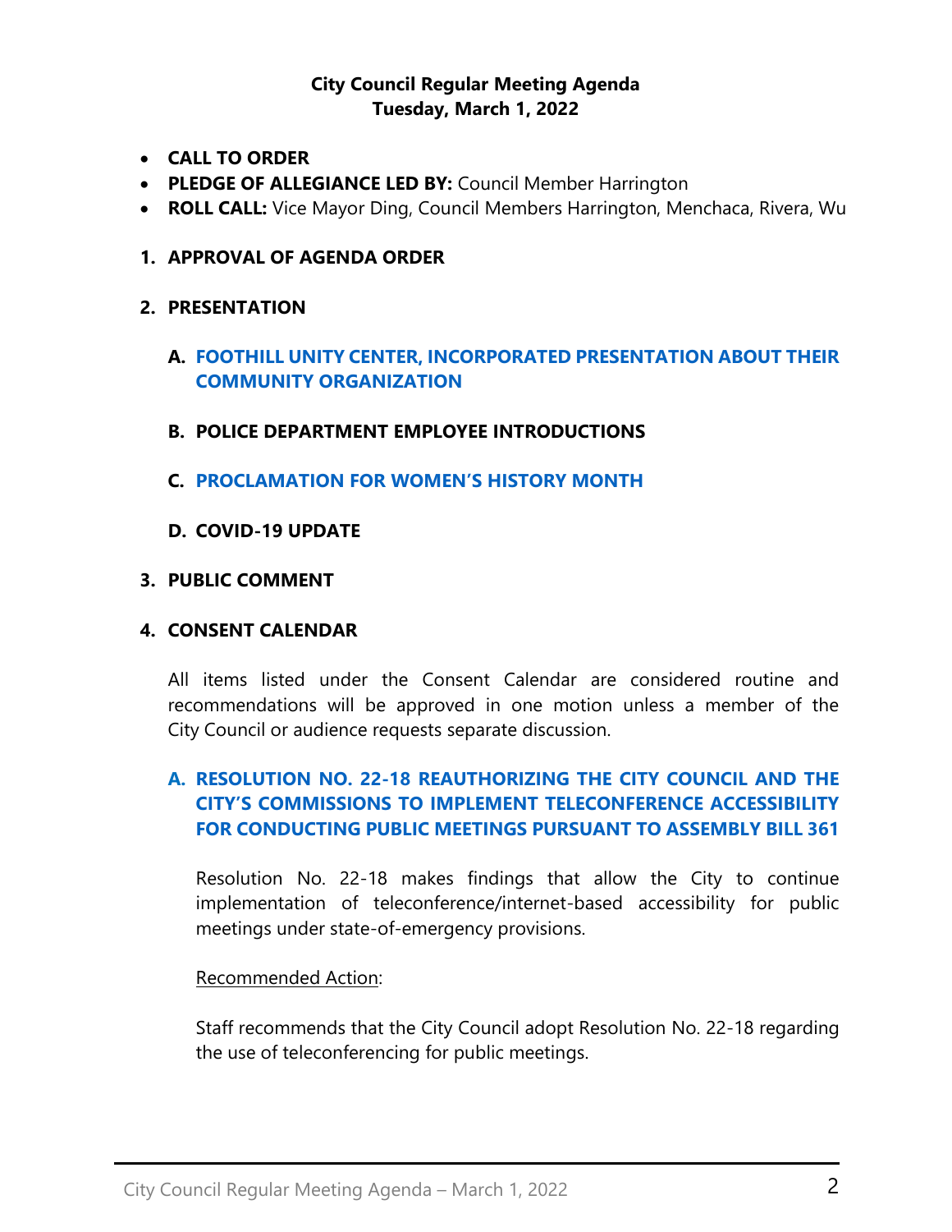**City Council Regular Meeting Agenda**
**Tuesday, March 1, 2022**

- **CALL TO ORDER**
- **PLEDGE OF ALLEGIANCE LED BY:** Council Member Harrington
- **ROLL CALL:** Vice Mayor Ding, Council Members Harrington, Menchaca, Rivera, Wu

## 1. APPROVAL OF AGENDA ORDER

## 2. PRESENTATION

### A. FOOTHILL UNITY CENTER, INCORPORATED PRESENTATION ABOUT THEIR COMMUNITY ORGANIZATION

### B. POLICE DEPARTMENT EMPLOYEE INTRODUCTIONS

### C. PROCLAMATION FOR WOMEN'S HISTORY MONTH

### D. COVID-19 UPDATE

## 3. PUBLIC COMMENT

## 4. CONSENT CALENDAR

All items listed under the Consent Calendar are considered routine and recommendations will be approved in one motion unless a member of the City Council or audience requests separate discussion.

### A. RESOLUTION NO. 22-18 REAUTHORIZING THE CITY COUNCIL AND THE CITY'S COMMISSIONS TO IMPLEMENT TELECONFERENCE ACCESSIBILITY FOR CONDUCTING PUBLIC MEETINGS PURSUANT TO ASSEMBLY BILL 361

Resolution No. 22-18 makes findings that allow the City to continue implementation of teleconference/internet-based accessibility for public meetings under state-of-emergency provisions.

Recommended Action:

Staff recommends that the City Council adopt Resolution No. 22-18 regarding the use of teleconferencing for public meetings.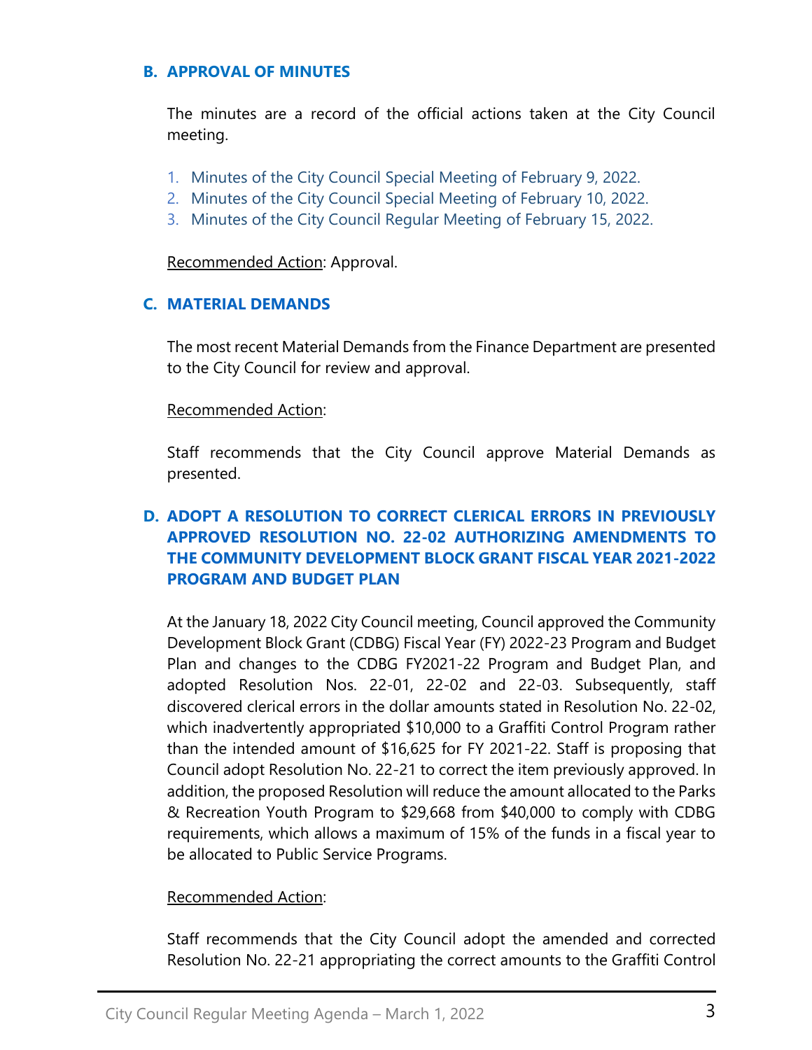### B. APPROVAL OF MINUTES

The minutes are a record of the official actions taken at the City Council meeting.

1. Minutes of the City Council Special Meeting of February 9, 2022.
2. Minutes of the City Council Special Meeting of February 10, 2022.
3. Minutes of the City Council Regular Meeting of February 15, 2022.

Recommended Action: Approval.

### C. MATERIAL DEMANDS

The most recent Material Demands from the Finance Department are presented to the City Council for review and approval.

Recommended Action:

Staff recommends that the City Council approve Material Demands as presented.

### D. ADOPT A RESOLUTION TO CORRECT CLERICAL ERRORS IN PREVIOUSLY APPROVED RESOLUTION NO. 22-02 AUTHORIZING AMENDMENTS TO THE COMMUNITY DEVELOPMENT BLOCK GRANT FISCAL YEAR 2021-2022 PROGRAM AND BUDGET PLAN

At the January 18, 2022 City Council meeting, Council approved the Community Development Block Grant (CDBG) Fiscal Year (FY) 2022-23 Program and Budget Plan and changes to the CDBG FY2021-22 Program and Budget Plan, and adopted Resolution Nos. 22-01, 22-02 and 22-03. Subsequently, staff discovered clerical errors in the dollar amounts stated in Resolution No. 22-02, which inadvertently appropriated $10,000 to a Graffiti Control Program rather than the intended amount of $16,625 for FY 2021-22. Staff is proposing that Council adopt Resolution No. 22-21 to correct the item previously approved. In addition, the proposed Resolution will reduce the amount allocated to the Parks & Recreation Youth Program to $29,668 from $40,000 to comply with CDBG requirements, which allows a maximum of 15% of the funds in a fiscal year to be allocated to Public Service Programs.

Recommended Action:

Staff recommends that the City Council adopt the amended and corrected Resolution No. 22-21 appropriating the correct amounts to the Graffiti Control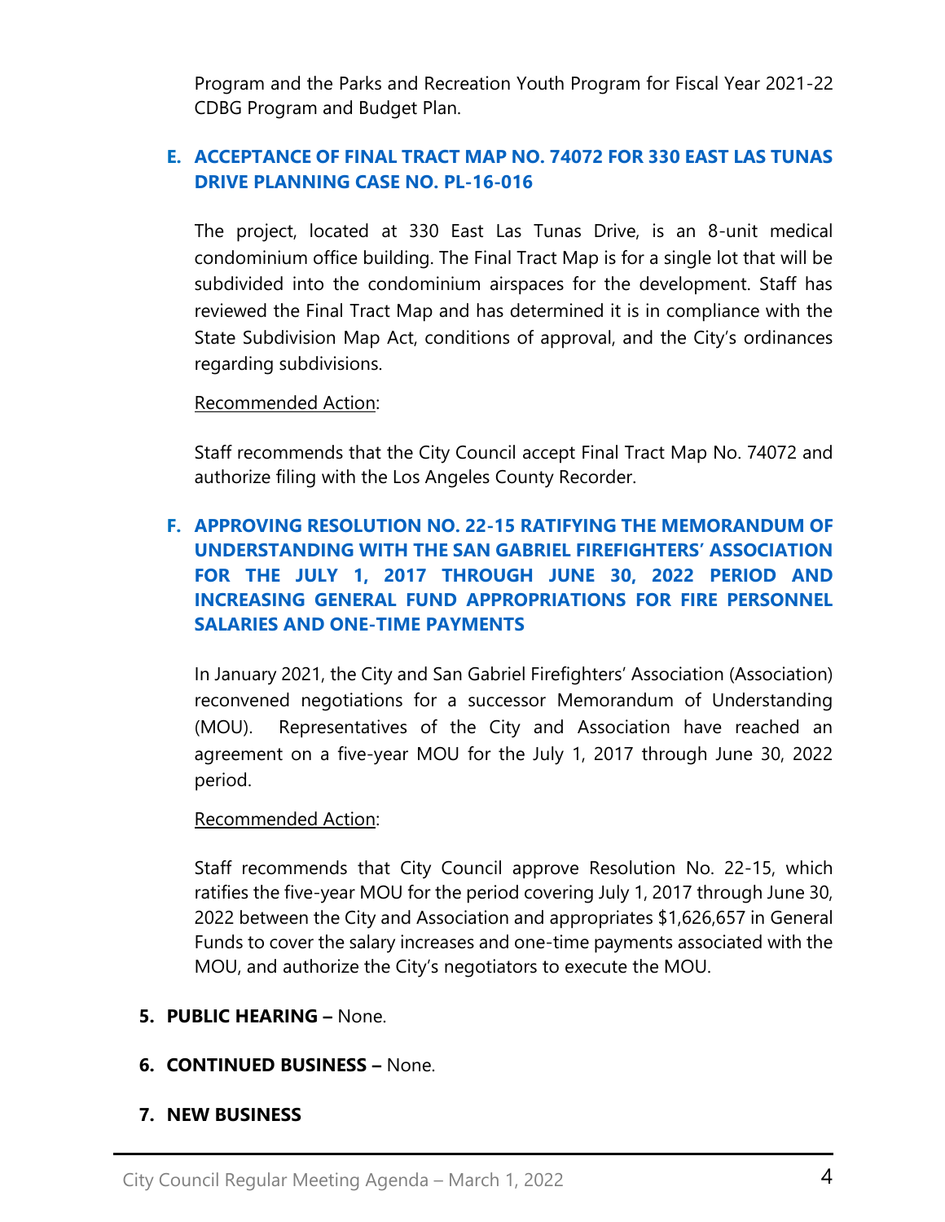Program and the Parks and Recreation Youth Program for Fiscal Year 2021-22 CDBG Program and Budget Plan.

### E. ACCEPTANCE OF FINAL TRACT MAP NO. 74072 FOR 330 EAST LAS TUNAS DRIVE PLANNING CASE NO. PL-16-016

The project, located at 330 East Las Tunas Drive, is an 8-unit medical condominium office building. The Final Tract Map is for a single lot that will be subdivided into the condominium airspaces for the development. Staff has reviewed the Final Tract Map and has determined it is in compliance with the State Subdivision Map Act, conditions of approval, and the City's ordinances regarding subdivisions.

<u>Recommended Action</u>:

Staff recommends that the City Council accept Final Tract Map No. 74072 and authorize filing with the Los Angeles County Recorder.

### F. APPROVING RESOLUTION NO. 22-15 RATIFYING THE MEMORANDUM OF UNDERSTANDING WITH THE SAN GABRIEL FIREFIGHTERS' ASSOCIATION FOR THE JULY 1, 2017 THROUGH JUNE 30, 2022 PERIOD AND INCREASING GENERAL FUND APPROPRIATIONS FOR FIRE PERSONNEL SALARIES AND ONE-TIME PAYMENTS

In January 2021, the City and San Gabriel Firefighters' Association (Association) reconvened negotiations for a successor Memorandum of Understanding (MOU). Representatives of the City and Association have reached an agreement on a five-year MOU for the July 1, 2017 through June 30, 2022 period.

<u>Recommended Action</u>:

Staff recommends that City Council approve Resolution No. 22-15, which ratifies the five-year MOU for the period covering July 1, 2017 through June 30, 2022 between the City and Association and appropriates $1,626,657 in General Funds to cover the salary increases and one-time payments associated with the MOU, and authorize the City's negotiators to execute the MOU.

## 5. PUBLIC HEARING – None.

## 6. CONTINUED BUSINESS – None.

## 7. NEW BUSINESS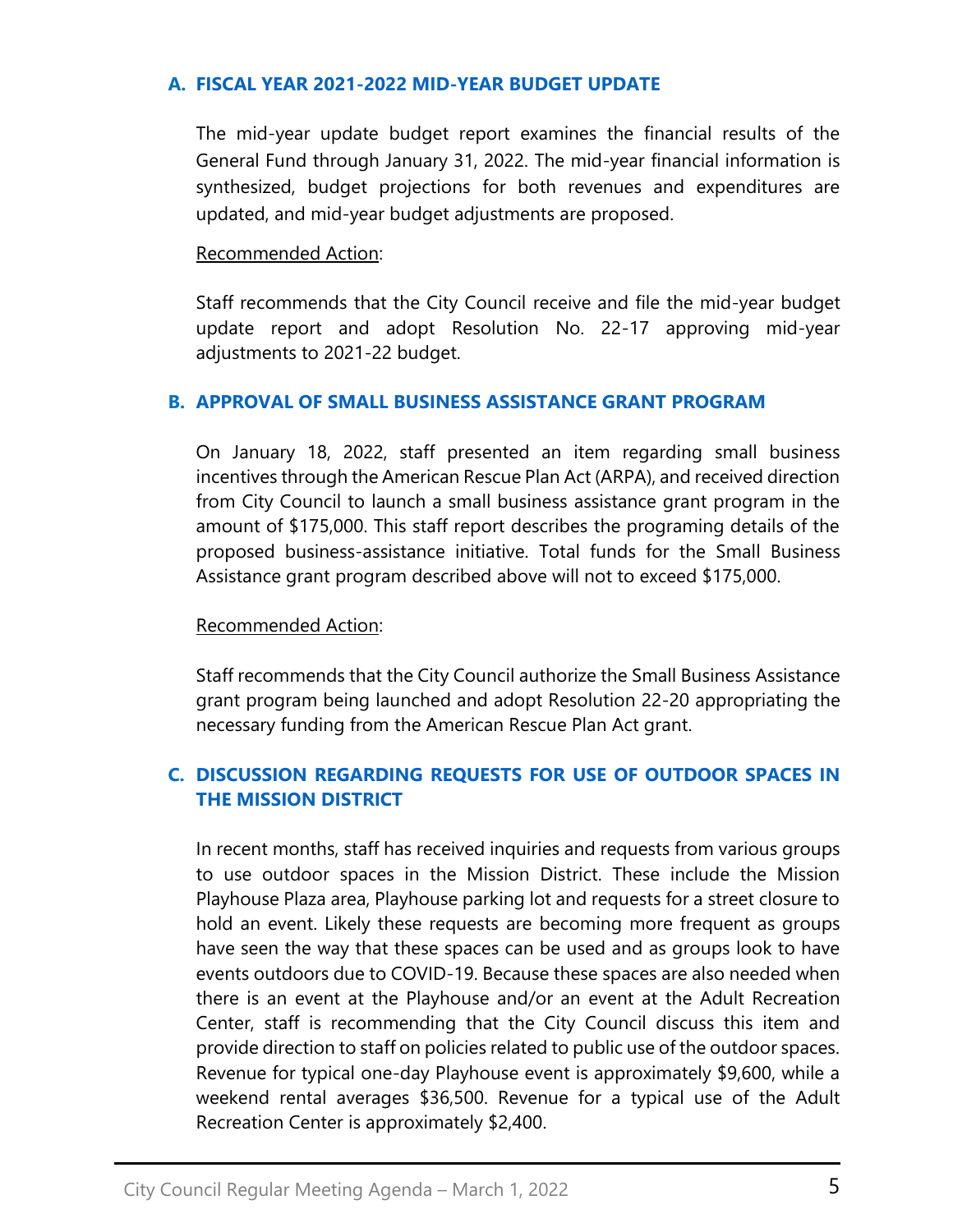### A. FISCAL YEAR 2021-2022 MID-YEAR BUDGET UPDATE

The mid-year update budget report examines the financial results of the General Fund through January 31, 2022. The mid-year financial information is synthesized, budget projections for both revenues and expenditures are updated, and mid-year budget adjustments are proposed.

Recommended Action:

Staff recommends that the City Council receive and file the mid-year budget update report and adopt Resolution No. 22-17 approving mid-year adjustments to 2021-22 budget.

### B. APPROVAL OF SMALL BUSINESS ASSISTANCE GRANT PROGRAM

On January 18, 2022, staff presented an item regarding small business incentives through the American Rescue Plan Act (ARPA), and received direction from City Council to launch a small business assistance grant program in the amount of $175,000. This staff report describes the programing details of the proposed business-assistance initiative. Total funds for the Small Business Assistance grant program described above will not to exceed $175,000.

Recommended Action:

Staff recommends that the City Council authorize the Small Business Assistance grant program being launched and adopt Resolution 22-20 appropriating the necessary funding from the American Rescue Plan Act grant.

### C. DISCUSSION REGARDING REQUESTS FOR USE OF OUTDOOR SPACES IN THE MISSION DISTRICT

In recent months, staff has received inquiries and requests from various groups to use outdoor spaces in the Mission District. These include the Mission Playhouse Plaza area, Playhouse parking lot and requests for a street closure to hold an event. Likely these requests are becoming more frequent as groups have seen the way that these spaces can be used and as groups look to have events outdoors due to COVID-19. Because these spaces are also needed when there is an event at the Playhouse and/or an event at the Adult Recreation Center, staff is recommending that the City Council discuss this item and provide direction to staff on policies related to public use of the outdoor spaces. Revenue for typical one-day Playhouse event is approximately $9,600, while a weekend rental averages $36,500. Revenue for a typical use of the Adult Recreation Center is approximately $2,400.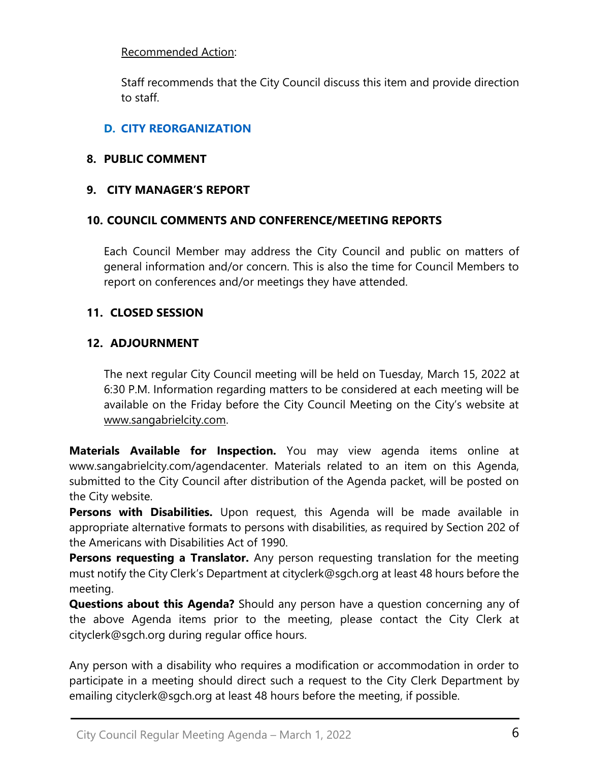Recommended Action:

Staff recommends that the City Council discuss this item and provide direction to staff.

### D. CITY REORGANIZATION

## 8. PUBLIC COMMENT

## 9. CITY MANAGER'S REPORT

## 10. COUNCIL COMMENTS AND CONFERENCE/MEETING REPORTS

Each Council Member may address the City Council and public on matters of general information and/or concern. This is also the time for Council Members to report on conferences and/or meetings they have attended.

## 11. CLOSED SESSION

## 12. ADJOURNMENT

The next regular City Council meeting will be held on Tuesday, March 15, 2022 at 6:30 P.M. Information regarding matters to be considered at each meeting will be available on the Friday before the City Council Meeting on the City's website at www.sangabrielcity.com.

**Materials Available for Inspection.** You may view agenda items online at www.sangabrielcity.com/agendacenter. Materials related to an item on this Agenda, submitted to the City Council after distribution of the Agenda packet, will be posted on the City website.

**Persons with Disabilities.** Upon request, this Agenda will be made available in appropriate alternative formats to persons with disabilities, as required by Section 202 of the Americans with Disabilities Act of 1990.

**Persons requesting a Translator.** Any person requesting translation for the meeting must notify the City Clerk's Department at cityclerk@sgch.org at least 48 hours before the meeting.

**Questions about this Agenda?** Should any person have a question concerning any of the above Agenda items prior to the meeting, please contact the City Clerk at cityclerk@sgch.org during regular office hours.

Any person with a disability who requires a modification or accommodation in order to participate in a meeting should direct such a request to the City Clerk Department by emailing cityclerk@sgch.org at least 48 hours before the meeting, if possible.